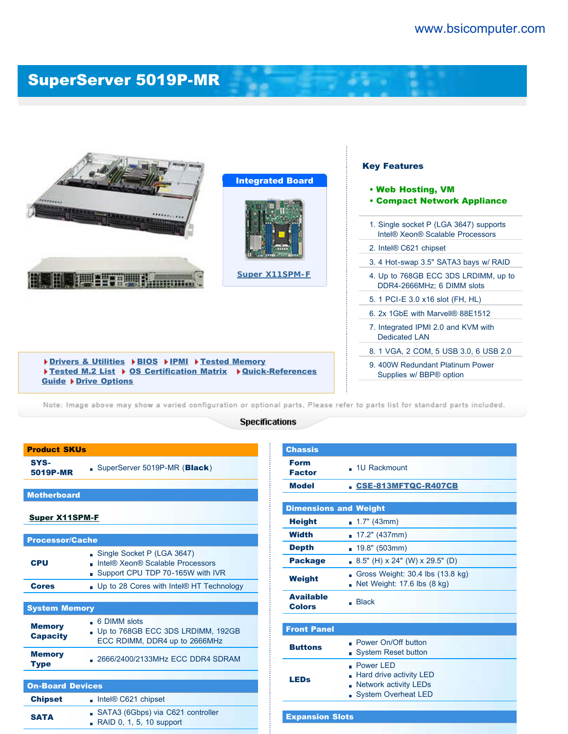www.bsicomputer.com

# SuperServer 5019P-MR

**Integrated Board**

Super X11SPM-F

## Key Features

- **Web Hosting, VM**
- **Compact Network Appliance**

1. Single socket P (LGA 3647) supports Intel® Xeon® Scalable Processors
2. Intel® C621 chipset
3. 4 Hot-swap 3.5" SATA3 bays w/ RAID
4. Up to 768GB ECC 3DS LRDIMM, up to DDR4-2666MHz; 6 DIMM slots
5. 1 PCI-E 3.0 x16 slot (FH, HL)
6. 2x 1GbE with Marvell® 88E1512
7. Integrated IPMI 2.0 and KVM with Dedicated LAN
8. 1 VGA, 2 COM, 5 USB 3.0, 6 USB 2.0
9. 400W Redundant Platinum Power Supplies w/ BBP® option

Drivers & Utilities | BIOS | IPMI | Tested Memory | Tested M.2 List | OS Certification Matrix | Quick-References Guide | Drive Options

Note: Image above may show a varied configuration or optional parts, Please refer to parts list for standard parts included.

## Specifications

### Product SKUs

| | |
|---|---|
| **SYS-5019P-MR** | SuperServer 5019P-MR (**Black**) |

### Motherboard

**Super X11SPM-F**

### Processor/Cache

| | |
|---|---|
| **CPU** | Single Socket P (LGA 3647)<br>Intel® Xeon® Scalable Processors<br>Support CPU TDP 70-165W with IVR |
| **Cores** | Up to 28 Cores with Intel® HT Technology |

### System Memory

| | |
|---|---|
| **Memory Capacity** | 6 DIMM slots<br>Up to 768GB ECC 3DS LRDIMM, 192GB ECC RDIMM, DDR4 up to 2666MHz |
| **Memory Type** | 2666/2400/2133MHz ECC DDR4 SDRAM |

### On-Board Devices

| | |
|---|---|
| **Chipset** | Intel® C621 chipset |
| **SATA** | SATA3 (6Gbps) via C621 controller<br>RAID 0, 1, 5, 10 support |

### Chassis

| | |
|---|---|
| **Form Factor** | 1U Rackmount |
| **Model** | CSE-813MFTQC-R407CB |

### Dimensions and Weight

| | |
|---|---|
| **Height** | 1.7" (43mm) |
| **Width** | 17.2" (437mm) |
| **Depth** | 19.8" (503mm) |
| **Package** | 8.5" (H) x 24" (W) x 29.5" (D) |
| **Weight** | Gross Weight: 30.4 lbs (13.8 kg)<br>Net Weight: 17.6 lbs (8 kg) |
| **Available Colors** | Black |

### Front Panel

| | |
|---|---|
| **Buttons** | Power On/Off button<br>System Reset button |
| **LEDs** | Power LED<br>Hard drive activity LED<br>Network activity LEDs<br>System Overheat LED |

### Expansion Slots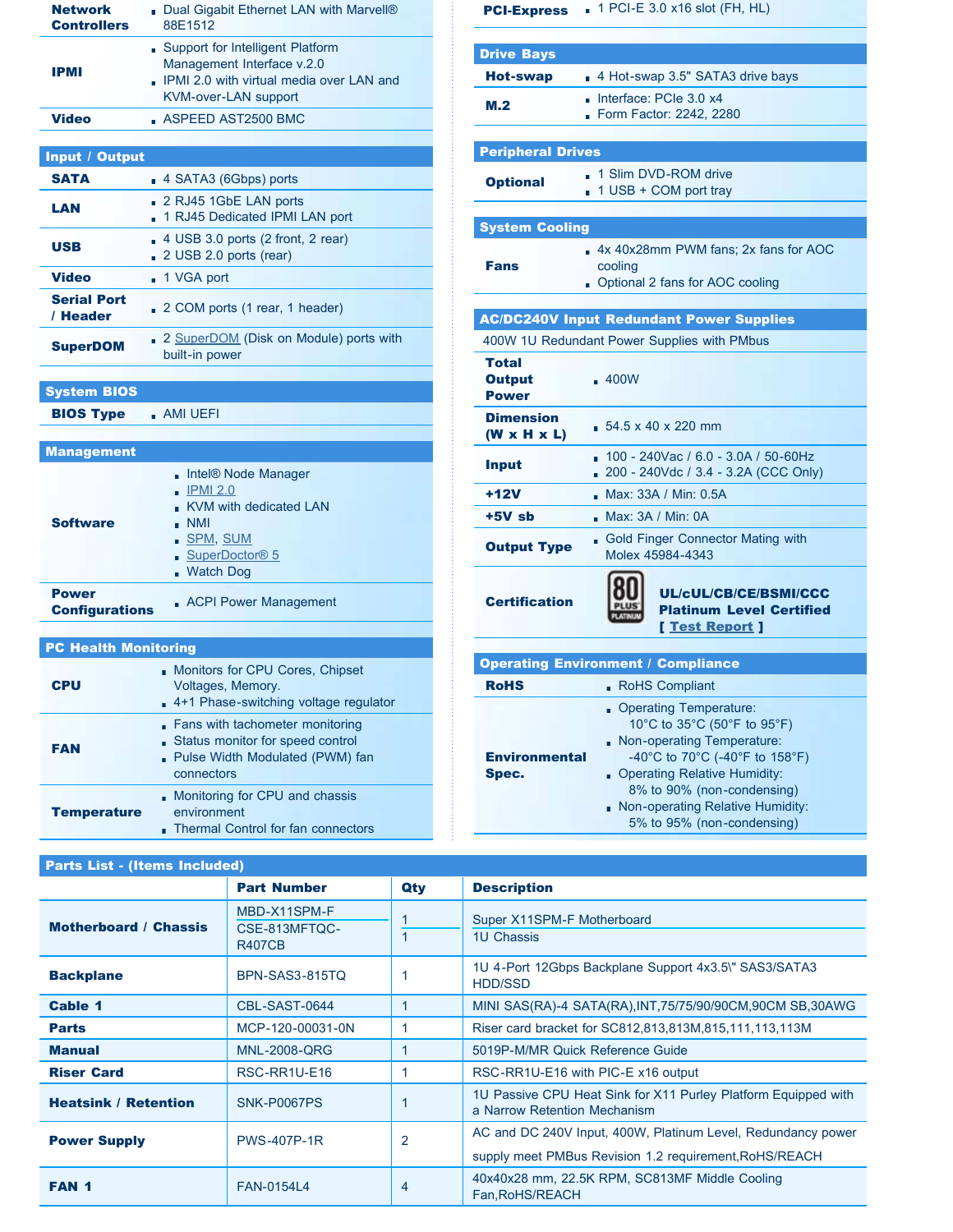| | |
|---|---|
| **Network Controllers** | Dual Gigabit Ethernet LAN with Marvell® 88E1512 |
| **IPMI** | Support for Intelligent Platform Management Interface v.2.0<br>IPMI 2.0 with virtual media over LAN and KVM-over-LAN support |
| **Video** | ASPEED AST2500 BMC |

## Input / Output

| | |
|---|---|
| **SATA** | 4 SATA3 (6Gbps) ports |
| **LAN** | 2 RJ45 1GbE LAN ports<br>1 RJ45 Dedicated IPMI LAN port |
| **USB** | 4 USB 3.0 ports (2 front, 2 rear)<br>2 USB 2.0 ports (rear) |
| **Video** | 1 VGA port |
| **Serial Port / Header** | 2 COM ports (1 rear, 1 header) |
| **SuperDOM** | 2 SuperDOM (Disk on Module) ports with built-in power |

## System BIOS

| | |
|---|---|
| **BIOS Type** | AMI UEFI |

## Management

| | |
|---|---|
| **Software** | Intel® Node Manager<br>IPMI 2.0<br>KVM with dedicated LAN<br>NMI<br>SPM, SUM<br>SuperDoctor® 5<br>Watch Dog |
| **Power Configurations** | ACPI Power Management |

## PC Health Monitoring

| | |
|---|---|
| **CPU** | Monitors for CPU Cores, Chipset Voltages, Memory.<br>4+1 Phase-switching voltage regulator |
| **FAN** | Fans with tachometer monitoring<br>Status monitor for speed control<br>Pulse Width Modulated (PWM) fan connectors |
| **Temperature** | Monitoring for CPU and chassis environment<br>Thermal Control for fan connectors |

| | |
|---|---|
| **PCI-Express** | 1 PCI-E 3.0 x16 slot (FH, HL) |

## Drive Bays

| | |
|---|---|
| **Hot-swap** | 4 Hot-swap 3.5" SATA3 drive bays |
| **M.2** | Interface: PCIe 3.0 x4<br>Form Factor: 2242, 2280 |

## Peripheral Drives

| | |
|---|---|
| **Optional** | 1 Slim DVD-ROM drive<br>1 USB + COM port tray |

## System Cooling

| | |
|---|---|
| **Fans** | 4x 40x28mm PWM fans; 2x fans for AOC cooling<br>Optional 2 fans for AOC cooling |

## AC/DC240V Input Redundant Power Supplies

400W 1U Redundant Power Supplies with PMbus

| | |
|---|---|
| **Total Output Power** | 400W |
| **Dimension (W x H x L)** | 54.5 x 40 x 220 mm |
| **Input** | 100 - 240Vac / 6.0 - 3.0A / 50-60Hz<br>200 - 240Vdc / 3.4 - 3.2A (CCC Only) |
| **+12V** | Max: 33A / Min: 0.5A |
| **+5V sb** | Max: 3A / Min: 0A |
| **Output Type** | Gold Finger Connector Mating with Molex 45984-4343 |
| **Certification** | 80 PLUS PLATINUM **UL/cUL/CB/CE/BSMI/CCC Platinum Level Certified** [ Test Report ] |

## Operating Environment / Compliance

| | |
|---|---|
| **RoHS** | RoHS Compliant |
| **Environmental Spec.** | Operating Temperature: 10°C to 35°C (50°F to 95°F)<br>Non-operating Temperature: -40°C to 70°C (-40°F to 158°F)<br>Operating Relative Humidity: 8% to 90% (non-condensing)<br>Non-operating Relative Humidity: 5% to 95% (non-condensing) |

## Parts List - (Items Included)

| | Part Number | Qty | Description |
|---|---|---|---|
| **Motherboard / Chassis** | MBD-X11SPM-F<br>CSE-813MFTQC-R407CB | 1<br>1 | Super X11SPM-F Motherboard<br>1U Chassis |
| **Backplane** | BPN-SAS3-815TQ | 1 | 1U 4-Port 12Gbps Backplane Support 4x3.5\" SAS3/SATA3 HDD/SSD |
| **Cable 1** | CBL-SAST-0644 | 1 | MINI SAS(RA)-4 SATA(RA),INT,75/75/90/90CM,90CM SB,30AWG |
| **Parts** | MCP-120-00031-0N | 1 | Riser card bracket for SC812,813,813M,815,111,113,113M |
| **Manual** | MNL-2008-QRG | 1 | 5019P-M/MR Quick Reference Guide |
| **Riser Card** | RSC-RR1U-E16 | 1 | RSC-RR1U-E16 with PIC-E x16 output |
| **Heatsink / Retention** | SNK-P0067PS | 1 | 1U Passive CPU Heat Sink for X11 Purley Platform Equipped with a Narrow Retention Mechanism |
| **Power Supply** | PWS-407P-1R | 2 | AC and DC 240V Input, 400W, Platinum Level, Redundancy power supply meet PMBus Revision 1.2 requirement,RoHS/REACH |
| **FAN 1** | FAN-0154L4 | 4 | 40x40x28 mm, 22.5K RPM, SC813MF Middle Cooling Fan,RoHS/REACH |